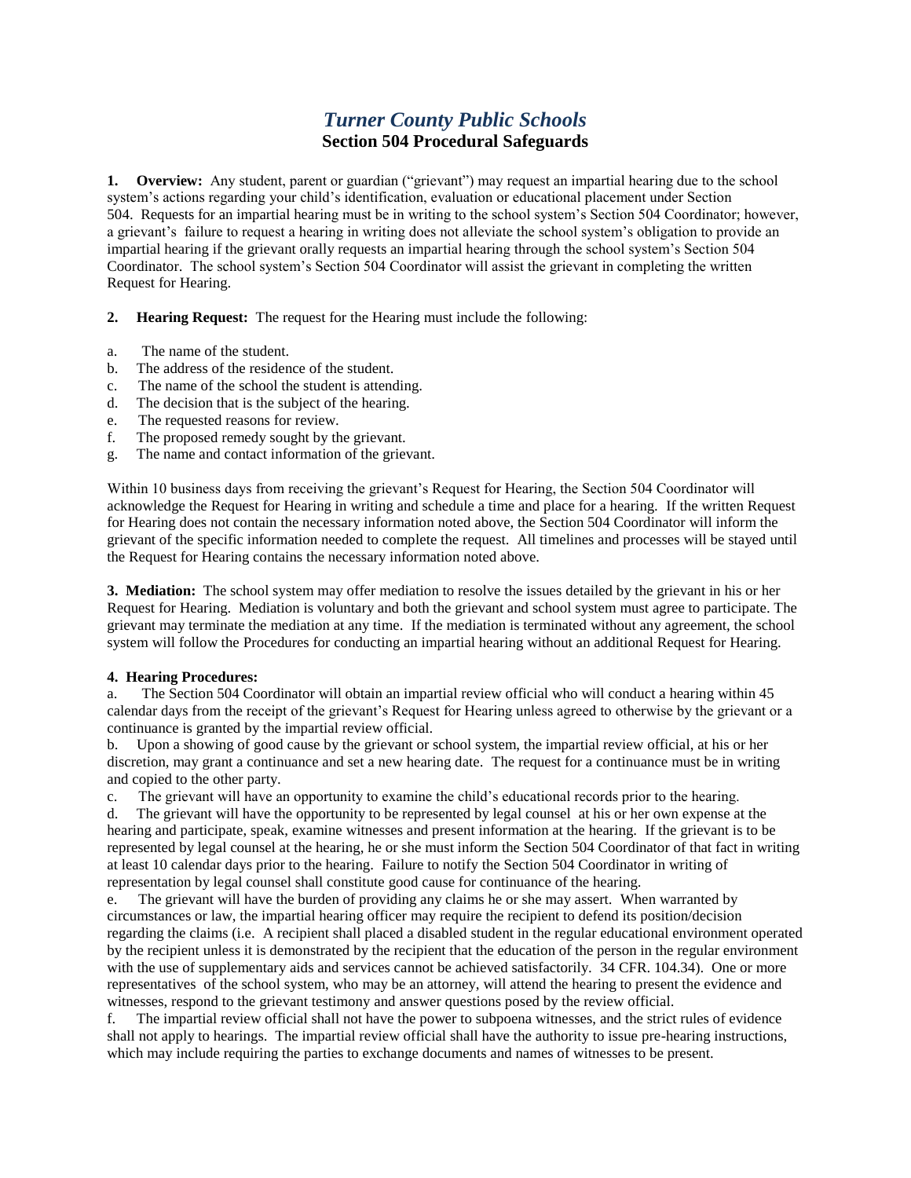# *Turner County Public Schools*
## Section 504 Procedural Safeguards

**1. Overview:** Any student, parent or guardian ("grievant") may request an impartial hearing due to the school system's actions regarding your child's identification, evaluation or educational placement under Section 504. Requests for an impartial hearing must be in writing to the school system's Section 504 Coordinator; however, a grievant's failure to request a hearing in writing does not alleviate the school system's obligation to provide an impartial hearing if the grievant orally requests an impartial hearing through the school system's Section 504 Coordinator. The school system's Section 504 Coordinator will assist the grievant in completing the written Request for Hearing.

**2. Hearing Request:** The request for the Hearing must include the following:

a. The name of the student.
b. The address of the residence of the student.
c. The name of the school the student is attending.
d. The decision that is the subject of the hearing.
e. The requested reasons for review.
f. The proposed remedy sought by the grievant.
g. The name and contact information of the grievant.

Within 10 business days from receiving the grievant's Request for Hearing, the Section 504 Coordinator will acknowledge the Request for Hearing in writing and schedule a time and place for a hearing. If the written Request for Hearing does not contain the necessary information noted above, the Section 504 Coordinator will inform the grievant of the specific information needed to complete the request. All timelines and processes will be stayed until the Request for Hearing contains the necessary information noted above.

**3. Mediation:** The school system may offer mediation to resolve the issues detailed by the grievant in his or her Request for Hearing. Mediation is voluntary and both the grievant and school system must agree to participate. The grievant may terminate the mediation at any time. If the mediation is terminated without any agreement, the school system will follow the Procedures for conducting an impartial hearing without an additional Request for Hearing.

**4. Hearing Procedures:**

a. The Section 504 Coordinator will obtain an impartial review official who will conduct a hearing within 45 calendar days from the receipt of the grievant's Request for Hearing unless agreed to otherwise by the grievant or a continuance is granted by the impartial review official.

b. Upon a showing of good cause by the grievant or school system, the impartial review official, at his or her discretion, may grant a continuance and set a new hearing date. The request for a continuance must be in writing and copied to the other party.

c. The grievant will have an opportunity to examine the child's educational records prior to the hearing.

d. The grievant will have the opportunity to be represented by legal counsel at his or her own expense at the hearing and participate, speak, examine witnesses and present information at the hearing. If the grievant is to be represented by legal counsel at the hearing, he or she must inform the Section 504 Coordinator of that fact in writing at least 10 calendar days prior to the hearing. Failure to notify the Section 504 Coordinator in writing of representation by legal counsel shall constitute good cause for continuance of the hearing.

e. The grievant will have the burden of providing any claims he or she may assert. When warranted by circumstances or law, the impartial hearing officer may require the recipient to defend its position/decision regarding the claims (i.e. A recipient shall placed a disabled student in the regular educational environment operated by the recipient unless it is demonstrated by the recipient that the education of the person in the regular environment with the use of supplementary aids and services cannot be achieved satisfactorily. 34 CFR. 104.34). One or more representatives of the school system, who may be an attorney, will attend the hearing to present the evidence and witnesses, respond to the grievant testimony and answer questions posed by the review official.

f. The impartial review official shall not have the power to subpoena witnesses, and the strict rules of evidence shall not apply to hearings. The impartial review official shall have the authority to issue pre-hearing instructions, which may include requiring the parties to exchange documents and names of witnesses to be present.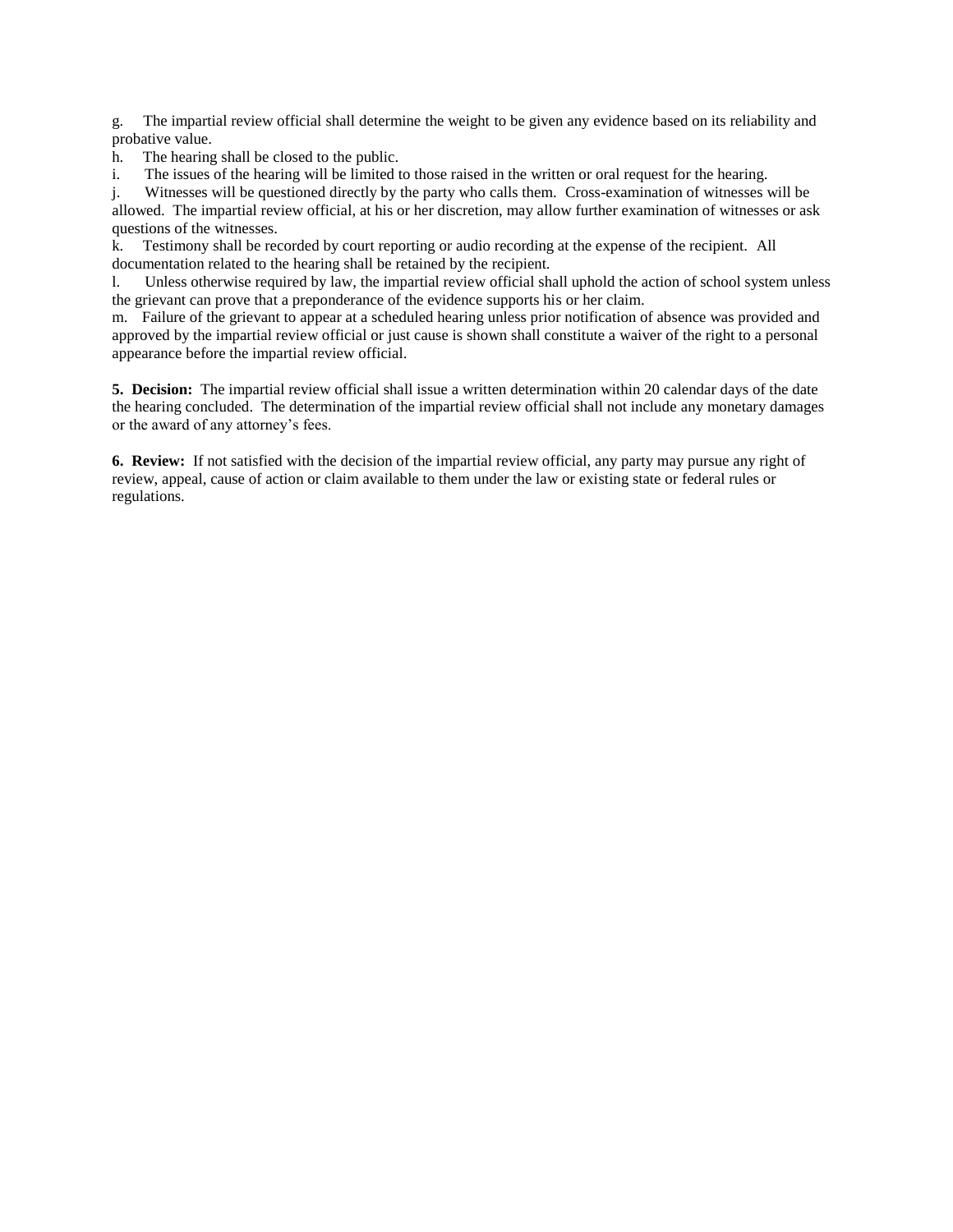g. The impartial review official shall determine the weight to be given any evidence based on its reliability and probative value.

h. The hearing shall be closed to the public.

i. The issues of the hearing will be limited to those raised in the written or oral request for the hearing.

j. Witnesses will be questioned directly by the party who calls them. Cross-examination of witnesses will be allowed. The impartial review official, at his or her discretion, may allow further examination of witnesses or ask questions of the witnesses.

k. Testimony shall be recorded by court reporting or audio recording at the expense of the recipient. All documentation related to the hearing shall be retained by the recipient.

l. Unless otherwise required by law, the impartial review official shall uphold the action of school system unless the grievant can prove that a preponderance of the evidence supports his or her claim.

m. Failure of the grievant to appear at a scheduled hearing unless prior notification of absence was provided and approved by the impartial review official or just cause is shown shall constitute a waiver of the right to a personal appearance before the impartial review official.

**5. Decision:** The impartial review official shall issue a written determination within 20 calendar days of the date the hearing concluded. The determination of the impartial review official shall not include any monetary damages or the award of any attorney's fees.

**6. Review:** If not satisfied with the decision of the impartial review official, any party may pursue any right of review, appeal, cause of action or claim available to them under the law or existing state or federal rules or regulations.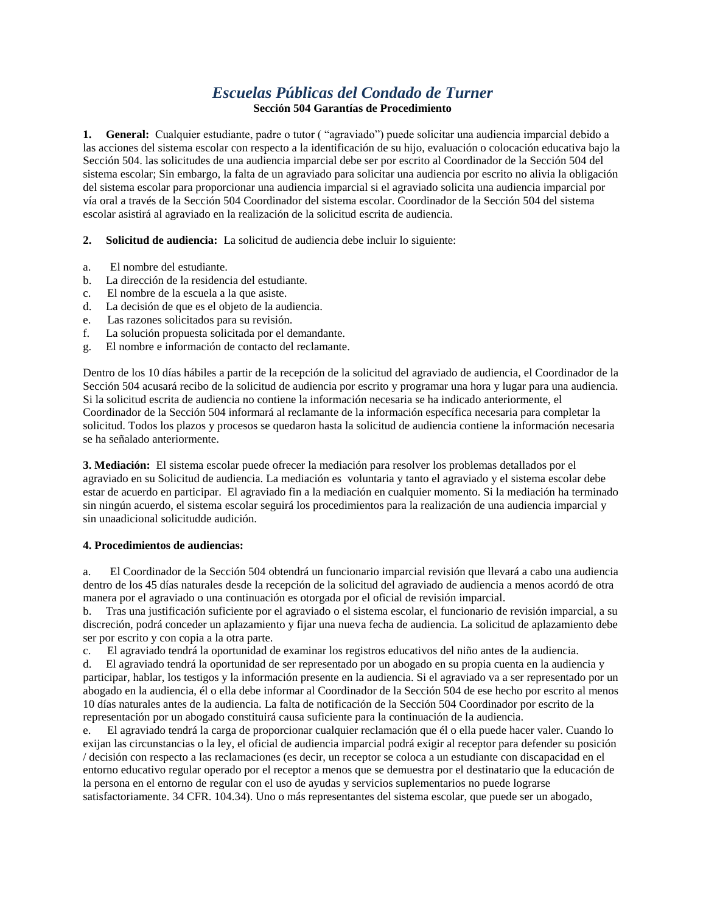# *Escuelas Públicas del Condado de Turner*

**Sección 504 Garantías de Procedimiento**

**1. General:** Cualquier estudiante, padre o tutor ( "agraviado") puede solicitar una audiencia imparcial debido a las acciones del sistema escolar con respecto a la identificación de su hijo, evaluación o colocación educativa bajo la Sección 504. las solicitudes de una audiencia imparcial debe ser por escrito al Coordinador de la Sección 504 del sistema escolar; Sin embargo, la falta de un agraviado para solicitar una audiencia por escrito no alivia la obligación del sistema escolar para proporcionar una audiencia imparcial si el agraviado solicita una audiencia imparcial por vía oral a través de la Sección 504 Coordinador del sistema escolar. Coordinador de la Sección 504 del sistema escolar asistirá al agraviado en la realización de la solicitud escrita de audiencia.

**2. Solicitud de audiencia:** La solicitud de audiencia debe incluir lo siguiente:

a. El nombre del estudiante.
b. La dirección de la residencia del estudiante.
c. El nombre de la escuela a la que asiste.
d. La decisión de que es el objeto de la audiencia.
e. Las razones solicitados para su revisión.
f. La solución propuesta solicitada por el demandante.
g. El nombre e información de contacto del reclamante.

Dentro de los 10 días hábiles a partir de la recepción de la solicitud del agraviado de audiencia, el Coordinador de la Sección 504 acusará recibo de la solicitud de audiencia por escrito y programar una hora y lugar para una audiencia. Si la solicitud escrita de audiencia no contiene la información necesaria se ha indicado anteriormente, el Coordinador de la Sección 504 informará al reclamante de la información específica necesaria para completar la solicitud. Todos los plazos y procesos se quedaron hasta la solicitud de audiencia contiene la información necesaria se ha señalado anteriormente.

**3. Mediación:** El sistema escolar puede ofrecer la mediación para resolver los problemas detallados por el agraviado en su Solicitud de audiencia. La mediación es voluntaria y tanto el agraviado y el sistema escolar debe estar de acuerdo en participar. El agraviado fin a la mediación en cualquier momento. Si la mediación ha terminado sin ningún acuerdo, el sistema escolar seguirá los procedimientos para la realización de una audiencia imparcial y sin unaadicional solicitudde audición.

**4. Procedimientos de audiencias:**

a. El Coordinador de la Sección 504 obtendrá un funcionario imparcial revisión que llevará a cabo una audiencia dentro de los 45 días naturales desde la recepción de la solicitud del agraviado de audiencia a menos acordó de otra manera por el agraviado o una continuación es otorgada por el oficial de revisión imparcial.
b. Tras una justificación suficiente por el agraviado o el sistema escolar, el funcionario de revisión imparcial, a su discreción, podrá conceder un aplazamiento y fijar una nueva fecha de audiencia. La solicitud de aplazamiento debe ser por escrito y con copia a la otra parte.
c. El agraviado tendrá la oportunidad de examinar los registros educativos del niño antes de la audiencia.
d. El agraviado tendrá la oportunidad de ser representado por un abogado en su propia cuenta en la audiencia y participar, hablar, los testigos y la información presente en la audiencia. Si el agraviado va a ser representado por un abogado en la audiencia, él o ella debe informar al Coordinador de la Sección 504 de ese hecho por escrito al menos 10 días naturales antes de la audiencia. La falta de notificación de la Sección 504 Coordinador por escrito de la representación por un abogado constituirá causa suficiente para la continuación de la audiencia.
e. El agraviado tendrá la carga de proporcionar cualquier reclamación que él o ella puede hacer valer. Cuando lo exijan las circunstancias o la ley, el oficial de audiencia imparcial podrá exigir al receptor para defender su posición / decisión con respecto a las reclamaciones (es decir, un receptor se coloca a un estudiante con discapacidad en el entorno educativo regular operado por el receptor a menos que se demuestra por el destinatario que la educación de la persona en el entorno de regular con el uso de ayudas y servicios suplementarios no puede lograrse satisfactoriamente. 34 CFR. 104.34). Uno o más representantes del sistema escolar, que puede ser un abogado,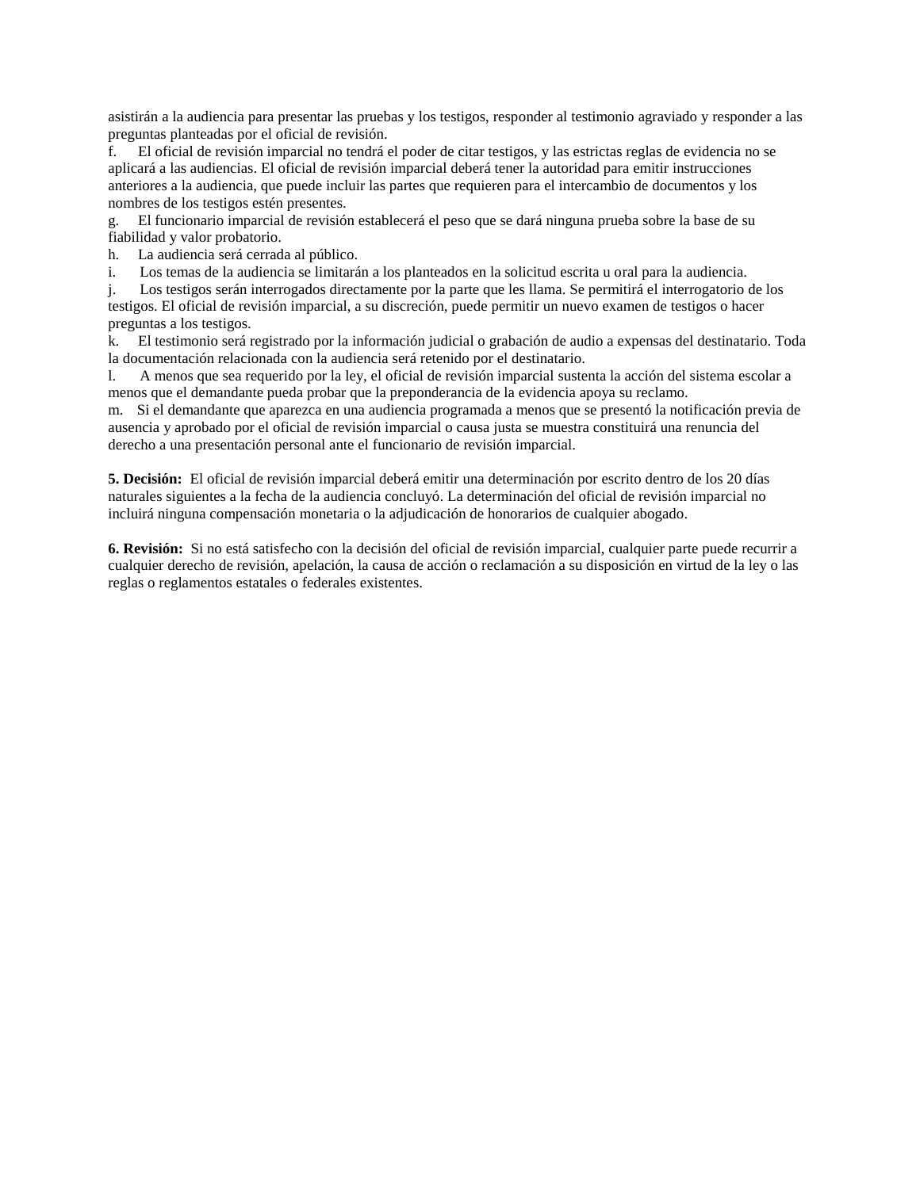asistirán a la audiencia para presentar las pruebas y los testigos, responder al testimonio agraviado y responder a las preguntas planteadas por el oficial de revisión.

f. El oficial de revisión imparcial no tendrá el poder de citar testigos, y las estrictas reglas de evidencia no se aplicará a las audiencias. El oficial de revisión imparcial deberá tener la autoridad para emitir instrucciones anteriores a la audiencia, que puede incluir las partes que requieren para el intercambio de documentos y los nombres de los testigos estén presentes.

g. El funcionario imparcial de revisión establecerá el peso que se dará ninguna prueba sobre la base de su fiabilidad y valor probatorio.

h. La audiencia será cerrada al público.

i. Los temas de la audiencia se limitarán a los planteados en la solicitud escrita u oral para la audiencia.

j. Los testigos serán interrogados directamente por la parte que les llama. Se permitirá el interrogatorio de los testigos. El oficial de revisión imparcial, a su discreción, puede permitir un nuevo examen de testigos o hacer preguntas a los testigos.

k. El testimonio será registrado por la información judicial o grabación de audio a expensas del destinatario. Toda la documentación relacionada con la audiencia será retenido por el destinatario.

l. A menos que sea requerido por la ley, el oficial de revisión imparcial sustenta la acción del sistema escolar a menos que el demandante pueda probar que la preponderancia de la evidencia apoya su reclamo.

m. Si el demandante que aparezca en una audiencia programada a menos que se presentó la notificación previa de ausencia y aprobado por el oficial de revisión imparcial o causa justa se muestra constituirá una renuncia del derecho a una presentación personal ante el funcionario de revisión imparcial.

**5. Decisión:** El oficial de revisión imparcial deberá emitir una determinación por escrito dentro de los 20 días naturales siguientes a la fecha de la audiencia concluyó. La determinación del oficial de revisión imparcial no incluirá ninguna compensación monetaria o la adjudicación de honorarios de cualquier abogado.

**6. Revisión:** Si no está satisfecho con la decisión del oficial de revisión imparcial, cualquier parte puede recurrir a cualquier derecho de revisión, apelación, la causa de acción o reclamación a su disposición en virtud de la ley o las reglas o reglamentos estatales o federales existentes.